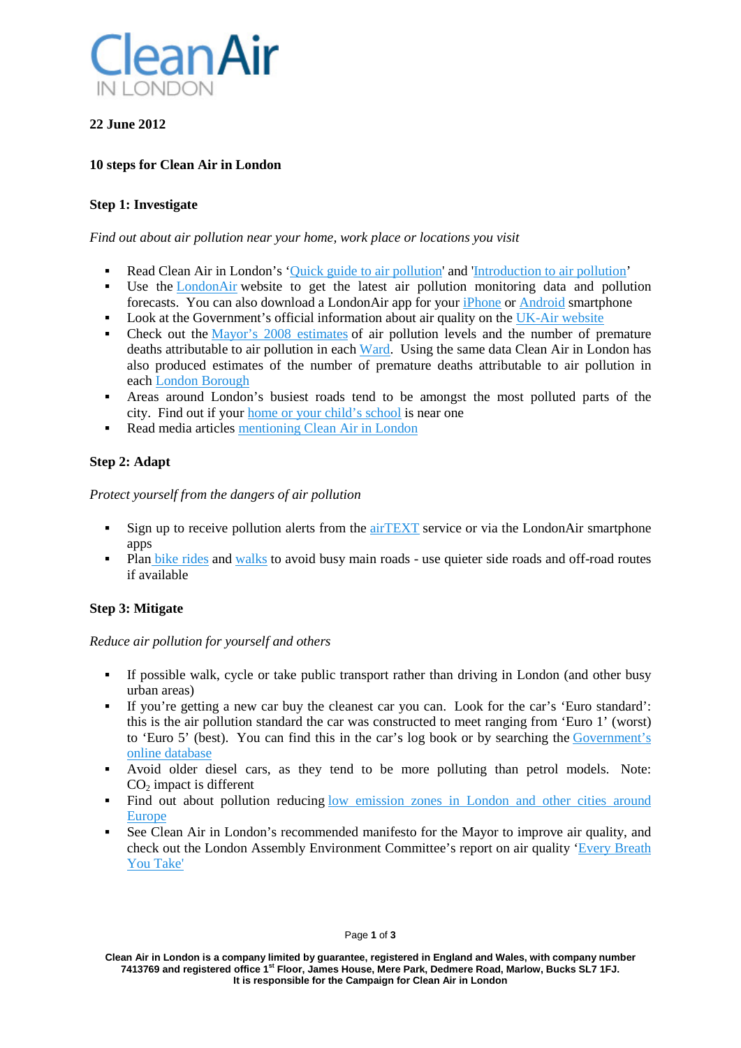# Clean Air IN LONDON

**22 June 2012**

## 10 steps for Clean Air in London

### Step 1: Investigate

*Find out about air pollution near your home, work place or locations you visit*

- Read Clean Air in London's 'Quick guide to air pollution' and 'Introduction to air pollution'
- Use the LondonAir website to get the latest air pollution monitoring data and pollution forecasts. You can also download a LondonAir app for your iPhone or Android smartphone
- Look at the Government's official information about air quality on the UK-Air website
- Check out the Mayor's 2008 estimates of air pollution levels and the number of premature deaths attributable to air pollution in each Ward. Using the same data Clean Air in London has also produced estimates of the number of premature deaths attributable to air pollution in each London Borough
- Areas around London's busiest roads tend to be amongst the most polluted parts of the city. Find out if your home or your child's school is near one
- Read media articles mentioning Clean Air in London

### Step 2: Adapt

*Protect yourself from the dangers of air pollution*

- Sign up to receive pollution alerts from the airTEXT service or via the LondonAir smartphone apps
- Plan bike rides and walks to avoid busy main roads - use quieter side roads and off-road routes if available

### Step 3: Mitigate

*Reduce air pollution for yourself and others*

- If possible walk, cycle or take public transport rather than driving in London (and other busy urban areas)
- If you're getting a new car buy the cleanest car you can. Look for the car's 'Euro standard': this is the air pollution standard the car was constructed to meet ranging from 'Euro 1' (worst) to 'Euro 5' (best). You can find this in the car's log book or by searching the Government's online database
- Avoid older diesel cars, as they tend to be more polluting than petrol models. Note: $CO_2$ impact is different
- Find out about pollution reducing low emission zones in London and other cities around Europe
- See Clean Air in London's recommended manifesto for the Mayor to improve air quality, and check out the London Assembly Environment Committee's report on air quality 'Every Breath You Take'

**Clean Air in London is a company limited by guarantee, registered in England and Wales, with company number 7413769 and registered office 1st Floor, James House, Mere Park, Dedmere Road, Marlow, Bucks SL7 1FJ. It is responsible for the Campaign for Clean Air in London**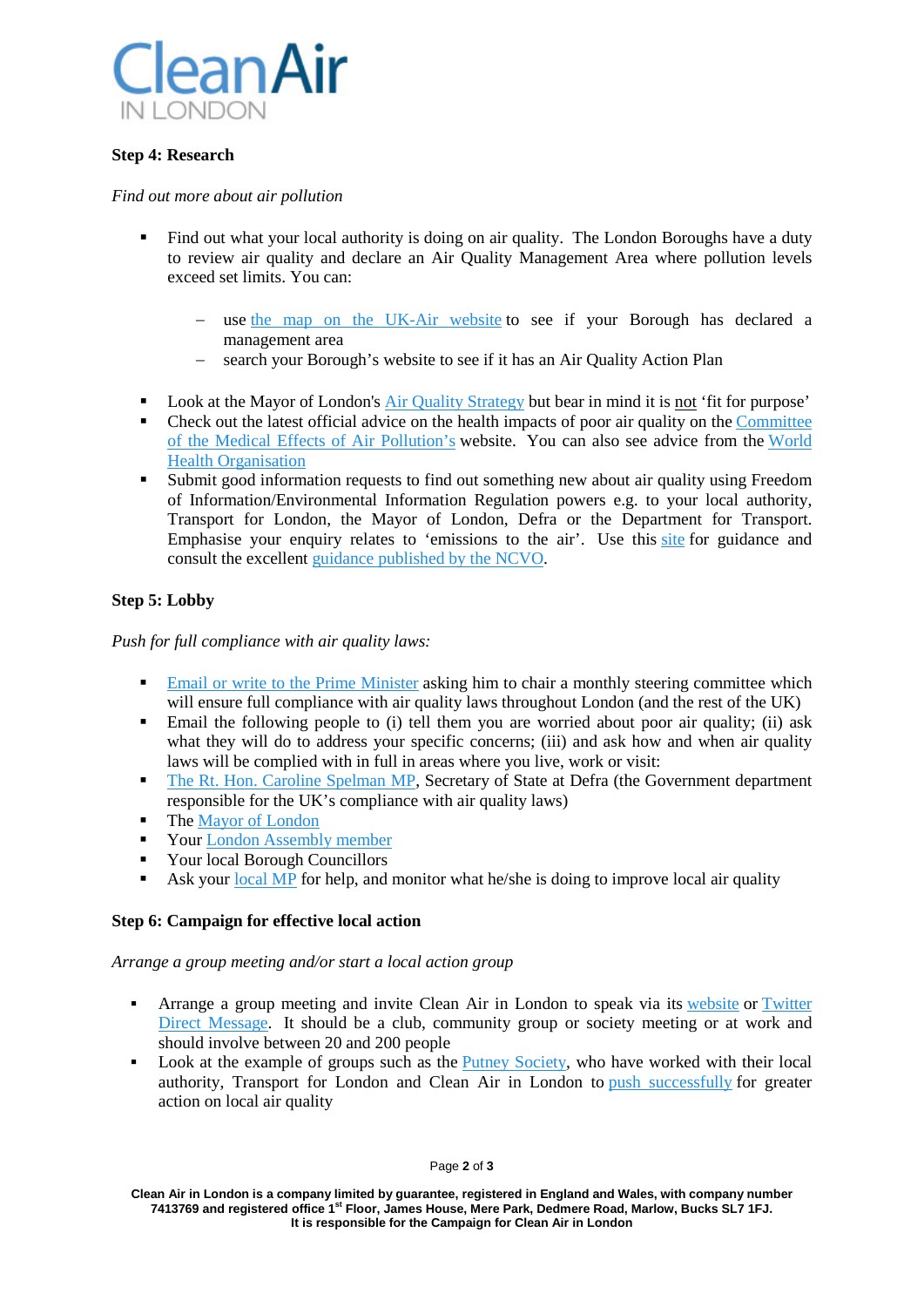### Step 4: Research

*Find out more about air pollution*

- Find out what your local authority is doing on air quality. The London Boroughs have a duty to review air quality and declare an Air Quality Management Area where pollution levels exceed set limits. You can:
  - use the map on the UK-Air website to see if your Borough has declared a management area
  - search your Borough's website to see if it has an Air Quality Action Plan
- Look at the Mayor of London's Air Quality Strategy but bear in mind it is not 'fit for purpose'
- Check out the latest official advice on the health impacts of poor air quality on the Committee of the Medical Effects of Air Pollution's website. You can also see advice from the World Health Organisation
- Submit good information requests to find out something new about air quality using Freedom of Information/Environmental Information Regulation powers e.g. to your local authority, Transport for London, the Mayor of London, Defra or the Department for Transport. Emphasise your enquiry relates to 'emissions to the air'. Use this site for guidance and consult the excellent guidance published by the NCVO.

### Step 5: Lobby

*Push for full compliance with air quality laws:*

- Email or write to the Prime Minister asking him to chair a monthly steering committee which will ensure full compliance with air quality laws throughout London (and the rest of the UK)
- Email the following people to (i) tell them you are worried about poor air quality; (ii) ask what they will do to address your specific concerns; (iii) and ask how and when air quality laws will be complied with in full in areas where you live, work or visit:
- The Rt. Hon. Caroline Spelman MP, Secretary of State at Defra (the Government department responsible for the UK's compliance with air quality laws)
- The Mayor of London
- Your London Assembly member
- Your local Borough Councillors
- Ask your local MP for help, and monitor what he/she is doing to improve local air quality

### Step 6: Campaign for effective local action

*Arrange a group meeting and/or start a local action group*

- Arrange a group meeting and invite Clean Air in London to speak via its website or Twitter Direct Message. It should be a club, community group or society meeting or at work and should involve between 20 and 200 people
- Look at the example of groups such as the Putney Society, who have worked with their local authority, Transport for London and Clean Air in London to push successfully for greater action on local air quality

**Clean Air in London is a company limited by guarantee, registered in England and Wales, with company number 7413769 and registered office 1st Floor, James House, Mere Park, Dedmere Road, Marlow, Bucks SL7 1FJ. It is responsible for the Campaign for Clean Air in London**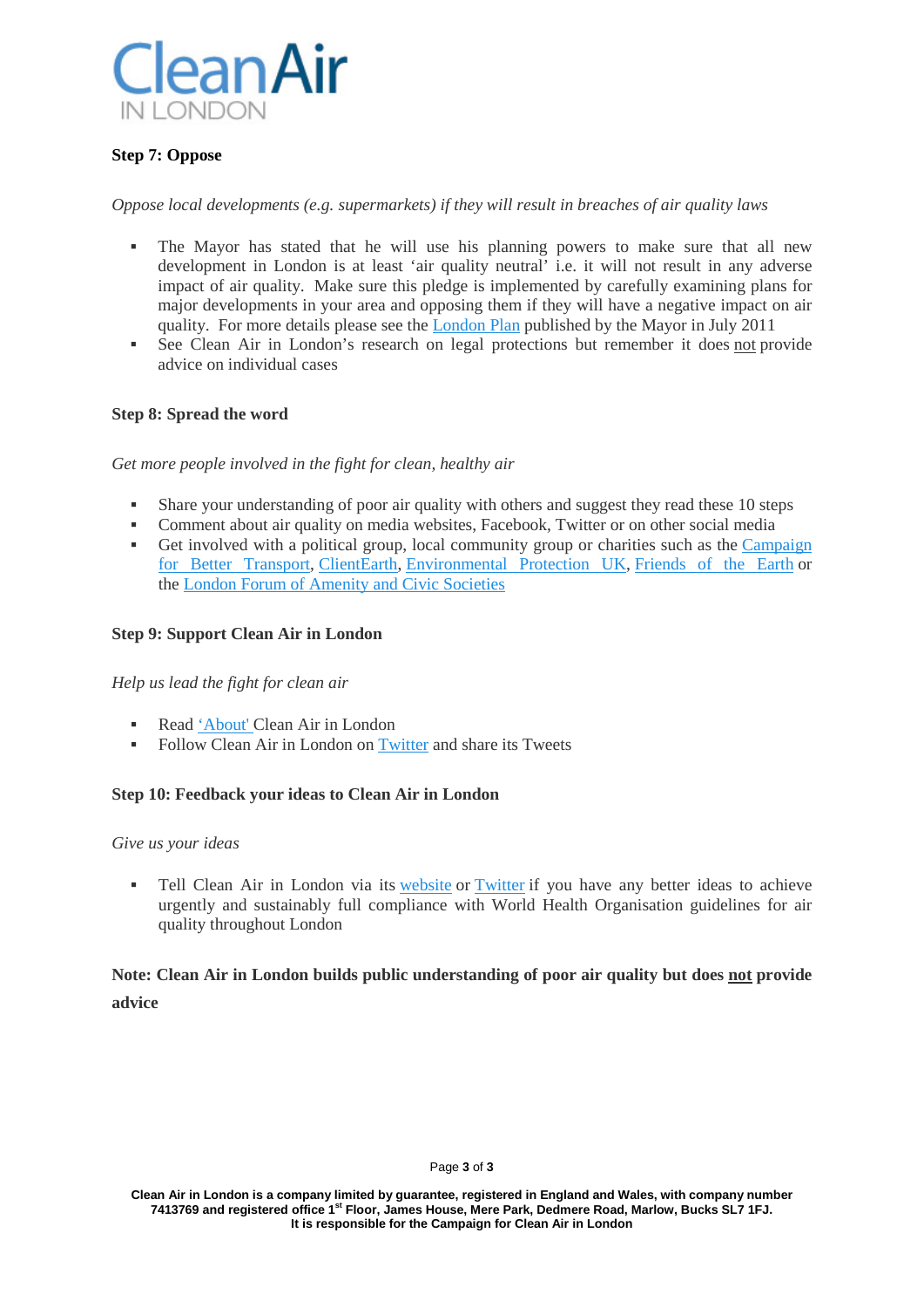**Step 7: Oppose**

*Oppose local developments (e.g. supermarkets) if they will result in breaches of air quality laws*

- The Mayor has stated that he will use his planning powers to make sure that all new development in London is at least 'air quality neutral' i.e. it will not result in any adverse impact of air quality. Make sure this pledge is implemented by carefully examining plans for major developments in your area and opposing them if they will have a negative impact on air quality. For more details please see the London Plan published by the Mayor in July 2011
- See Clean Air in London's research on legal protections but remember it does not provide advice on individual cases

**Step 8: Spread the word**

*Get more people involved in the fight for clean, healthy air*

- Share your understanding of poor air quality with others and suggest they read these 10 steps
- Comment about air quality on media websites, Facebook, Twitter or on other social media
- Get involved with a political group, local community group or charities such as the Campaign for Better Transport, ClientEarth, Environmental Protection UK, Friends of the Earth or the London Forum of Amenity and Civic Societies

**Step 9: Support Clean Air in London**

*Help us lead the fight for clean air*

- Read 'About' Clean Air in London
- Follow Clean Air in London on Twitter and share its Tweets

**Step 10: Feedback your ideas to Clean Air in London**

*Give us your ideas*

- Tell Clean Air in London via its website or Twitter if you have any better ideas to achieve urgently and sustainably full compliance with World Health Organisation guidelines for air quality throughout London

**Note: Clean Air in London builds public understanding of poor air quality but does not provide advice**

**Clean Air in London is a company limited by guarantee, registered in England and Wales, with company number 7413769 and registered office 1st Floor, James House, Mere Park, Dedmere Road, Marlow, Bucks SL7 1FJ. It is responsible for the Campaign for Clean Air in London**